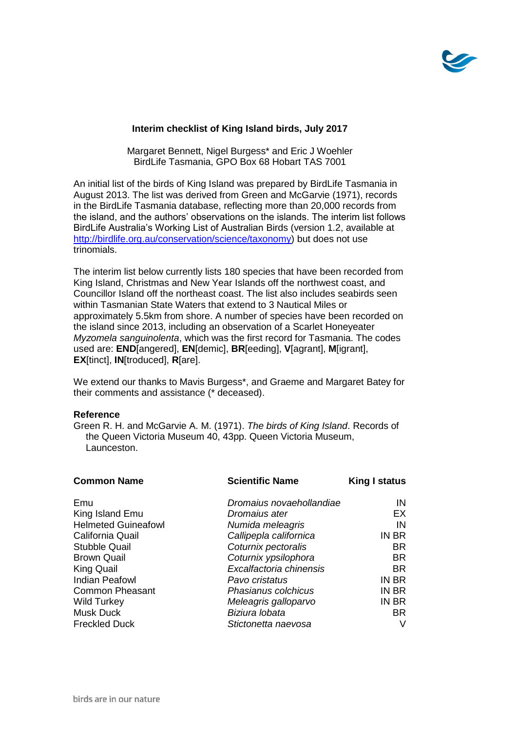# Interim checklist of King Island birds, July 2017

Margaret Bennett, Nigel Burgess* and Eric J Woehler
BirdLife Tasmania, GPO Box 68 Hobart TAS 7001

An initial list of the birds of King Island was prepared by BirdLife Tasmania in August 2013. The list was derived from Green and McGarvie (1971), records in the BirdLife Tasmania database, reflecting more than 20,000 records from the island, and the authors' observations on the islands. The interim list follows BirdLife Australia's Working List of Australian Birds (version 1.2, available at [http://birdlife.org.au/conservation/science/taxonomy](http://birdlife.org.au/conservation/science/taxonomy)) but does not use trinomials.

The interim list below currently lists 180 species that have been recorded from King Island, Christmas and New Year Islands off the northwest coast, and Councillor Island off the northeast coast. The list also includes seabirds seen within Tasmanian State Waters that extend to 3 Nautical Miles or approximately 5.5km from shore. A number of species have been recorded on the island since 2013, including an observation of a Scarlet Honeyeater *Myzomela sanguinolenta*, which was the first record for Tasmania. The codes used are: **END**[angered], **EN**[demic], **BR**[eeding], **V**[agrant], **M**[igrant], **EX**[tinct], **IN**[troduced], **R**[are].

We extend our thanks to Mavis Burgess*, and Graeme and Margaret Batey for their comments and assistance (* deceased).

**Reference**

Green R. H. and McGarvie A. M. (1971). *The birds of King Island*. Records of the Queen Victoria Museum 40, 43pp. Queen Victoria Museum, Launceston.

| **Common Name** | **Scientific Name** | **King I status** |
|---|---|---|
| Emu | *Dromaius novaehollandiae* | IN |
| King Island Emu | *Dromaius ater* | EX |
| Helmeted Guineafowl | *Numida meleagris* | IN |
| California Quail | *Callipepla californica* | IN BR |
| Stubble Quail | *Coturnix pectoralis* | BR |
| Brown Quail | *Coturnix ypsilophora* | BR |
| King Quail | *Excalfactoria chinensis* | BR |
| Indian Peafowl | *Pavo cristatus* | IN BR |
| Common Pheasant | *Phasianus colchicus* | IN BR |
| Wild Turkey | *Meleagris galloparvo* | IN BR |
| Musk Duck | *Biziura lobata* | BR |
| Freckled Duck | *Stictonetta naevosa* | V |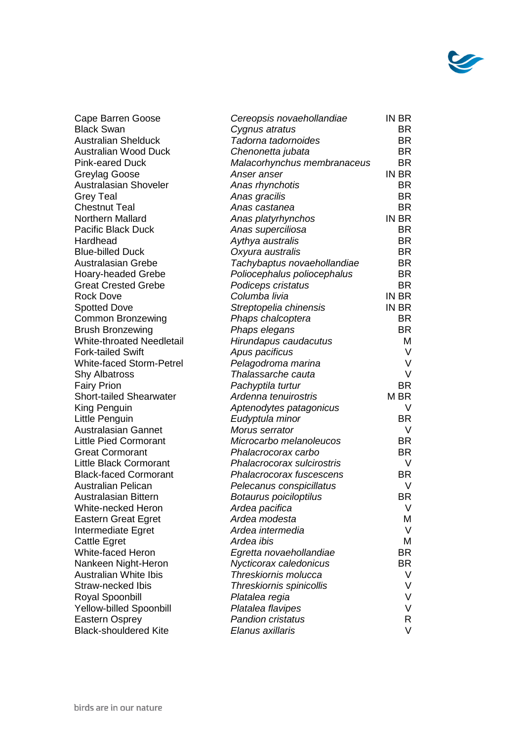| | | |
|---|---|---|
| Cape Barren Goose | *Cereopsis novaehollandiae* | IN BR |
| Black Swan | *Cygnus atratus* | BR |
| Australian Shelduck | *Tadorna tadornoides* | BR |
| Australian Wood Duck | *Chenonetta jubata* | BR |
| Pink-eared Duck | *Malacorhynchus membranaceus* | BR |
| Greylag Goose | *Anser anser* | IN BR |
| Australasian Shoveler | *Anas rhynchotis* | BR |
| Grey Teal | *Anas gracilis* | BR |
| Chestnut Teal | *Anas castanea* | BR |
| Northern Mallard | *Anas platyrhynchos* | IN BR |
| Pacific Black Duck | *Anas superciliosa* | BR |
| Hardhead | *Aythya australis* | BR |
| Blue-billed Duck | *Oxyura australis* | BR |
| Australasian Grebe | *Tachybaptus novaehollandiae* | BR |
| Hoary-headed Grebe | *Poliocephalus poliocephalus* | BR |
| Great Crested Grebe | *Podiceps cristatus* | BR |
| Rock Dove | *Columba livia* | IN BR |
| Spotted Dove | *Streptopelia chinensis* | IN BR |
| Common Bronzewing | *Phaps chalcoptera* | BR |
| Brush Bronzewing | *Phaps elegans* | BR |
| White-throated Needletail | *Hirundapus caudacutus* | M |
| Fork-tailed Swift | *Apus pacificus* | V |
| White-faced Storm-Petrel | *Pelagodroma marina* | V |
| Shy Albatross | *Thalassarche cauta* | V |
| Fairy Prion | *Pachyptila turtur* | BR |
| Short-tailed Shearwater | *Ardenna tenuirostris* | M BR |
| King Penguin | *Aptenodytes patagonicus* | V |
| Little Penguin | *Eudyptula minor* | BR |
| Australasian Gannet | *Morus serrator* | V |
| Little Pied Cormorant | *Microcarbo melanoleucos* | BR |
| Great Cormorant | *Phalacrocorax carbo* | BR |
| Little Black Cormorant | *Phalacrocorax sulcirostris* | V |
| Black-faced Cormorant | *Phalacrocorax fuscescens* | BR |
| Australian Pelican | *Pelecanus conspicillatus* | V |
| Australasian Bittern | *Botaurus poiciloptilus* | BR |
| White-necked Heron | *Ardea pacifica* | V |
| Eastern Great Egret | *Ardea modesta* | M |
| Intermediate Egret | *Ardea intermedia* | V |
| Cattle Egret | *Ardea ibis* | M |
| White-faced Heron | *Egretta novaehollandiae* | BR |
| Nankeen Night-Heron | *Nycticorax caledonicus* | BR |
| Australian White Ibis | *Threskiornis molucca* | V |
| Straw-necked Ibis | *Threskiornis spinicollis* | V |
| Royal Spoonbill | *Platalea regia* | V |
| Yellow-billed Spoonbill | *Platalea flavipes* | V |
| Eastern Osprey | *Pandion cristatus* | R |
| Black-shouldered Kite | *Elanus axillaris* | V |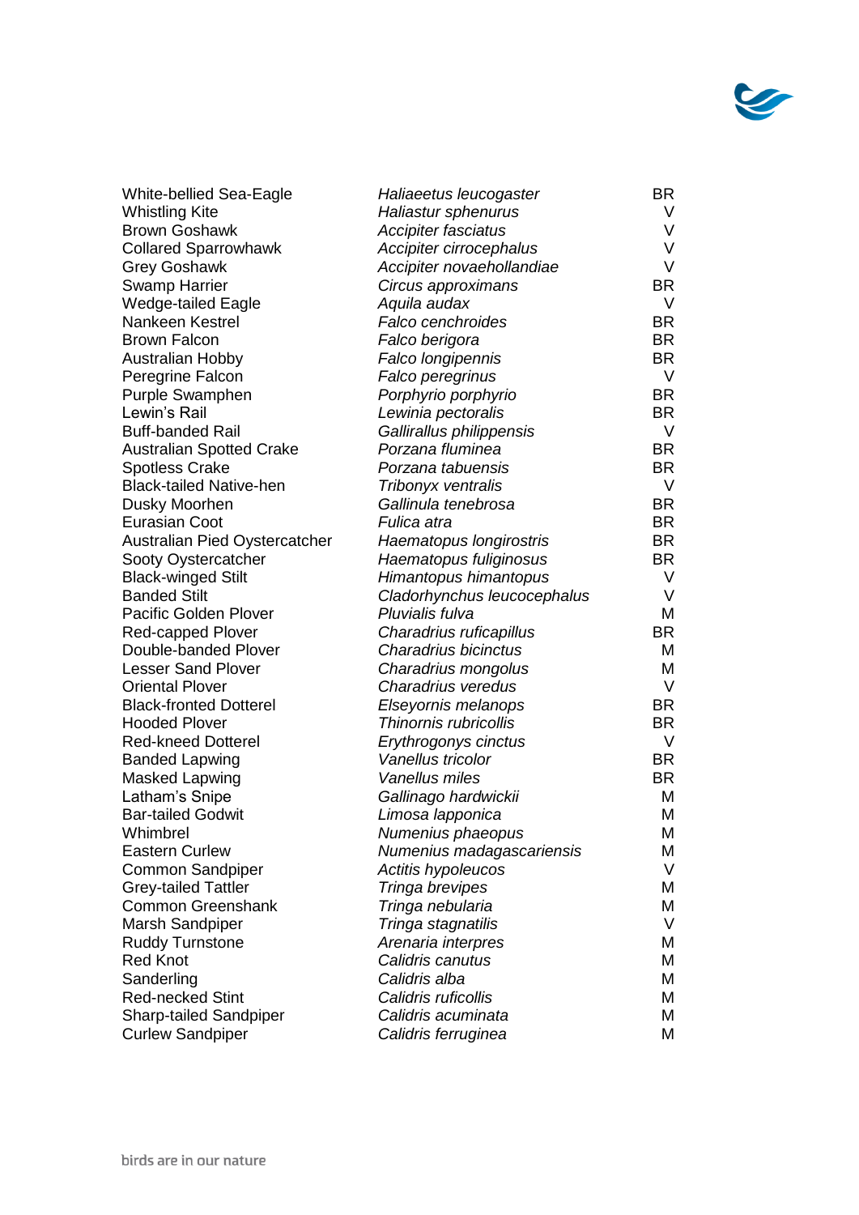| | | |
|---|---|---|
| White-bellied Sea-Eagle | *Haliaeetus leucogaster* | BR |
| Whistling Kite | *Haliastur sphenurus* | V |
| Brown Goshawk | *Accipiter fasciatus* | V |
| Collared Sparrowhawk | *Accipiter cirrocephalus* | V |
| Grey Goshawk | *Accipiter novaehollandiae* | V |
| Swamp Harrier | *Circus approximans* | BR |
| Wedge-tailed Eagle | *Aquila audax* | V |
| Nankeen Kestrel | *Falco cenchroides* | BR |
| Brown Falcon | *Falco berigora* | BR |
| Australian Hobby | *Falco longipennis* | BR |
| Peregrine Falcon | *Falco peregrinus* | V |
| Purple Swamphen | *Porphyrio porphyrio* | BR |
| Lewin's Rail | *Lewinia pectoralis* | BR |
| Buff-banded Rail | *Gallirallus philippensis* | V |
| Australian Spotted Crake | *Porzana fluminea* | BR |
| Spotless Crake | *Porzana tabuensis* | BR |
| Black-tailed Native-hen | *Tribonyx ventralis* | V |
| Dusky Moorhen | *Gallinula tenebrosa* | BR |
| Eurasian Coot | *Fulica atra* | BR |
| Australian Pied Oystercatcher | *Haematopus longirostris* | BR |
| Sooty Oystercatcher | *Haematopus fuliginosus* | BR |
| Black-winged Stilt | *Himantopus himantopus* | V |
| Banded Stilt | *Cladorhynchus leucocephalus* | V |
| Pacific Golden Plover | *Pluvialis fulva* | M |
| Red-capped Plover | *Charadrius ruficapillus* | BR |
| Double-banded Plover | *Charadrius bicinctus* | M |
| Lesser Sand Plover | *Charadrius mongolus* | M |
| Oriental Plover | *Charadrius veredus* | V |
| Black-fronted Dotterel | *Elseyornis melanops* | BR |
| Hooded Plover | *Thinornis rubricollis* | BR |
| Red-kneed Dotterel | *Erythrogonys cinctus* | V |
| Banded Lapwing | *Vanellus tricolor* | BR |
| Masked Lapwing | *Vanellus miles* | BR |
| Latham's Snipe | *Gallinago hardwickii* | M |
| Bar-tailed Godwit | *Limosa lapponica* | M |
| Whimbrel | *Numenius phaeopus* | M |
| Eastern Curlew | *Numenius madagascariensis* | M |
| Common Sandpiper | *Actitis hypoleucos* | V |
| Grey-tailed Tattler | *Tringa brevipes* | M |
| Common Greenshank | *Tringa nebularia* | M |
| Marsh Sandpiper | *Tringa stagnatilis* | V |
| Ruddy Turnstone | *Arenaria interpres* | M |
| Red Knot | *Calidris canutus* | M |
| Sanderling | *Calidris alba* | M |
| Red-necked Stint | *Calidris ruficollis* | M |
| Sharp-tailed Sandpiper | *Calidris acuminata* | M |
| Curlew Sandpiper | *Calidris ferruginea* | M |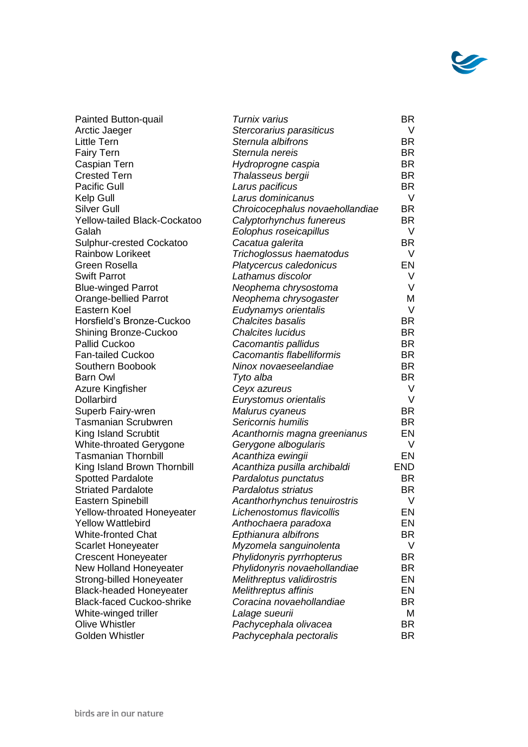| | | |
|---|---|---|
| Painted Button-quail | *Turnix varius* | BR |
| Arctic Jaeger | *Stercorarius parasiticus* | V |
| Little Tern | *Sternula albifrons* | BR |
| Fairy Tern | *Sternula nereis* | BR |
| Caspian Tern | *Hydroprogne caspia* | BR |
| Crested Tern | *Thalasseus bergii* | BR |
| Pacific Gull | *Larus pacificus* | BR |
| Kelp Gull | *Larus dominicanus* | V |
| Silver Gull | *Chroicocephalus novaehollandiae* | BR |
| Yellow-tailed Black-Cockatoo | *Calyptorhynchus funereus* | BR |
| Galah | *Eolophus roseicapillus* | V |
| Sulphur-crested Cockatoo | *Cacatua galerita* | BR |
| Rainbow Lorikeet | *Trichoglossus haematodus* | V |
| Green Rosella | *Platycercus caledonicus* | EN |
| Swift Parrot | *Lathamus discolor* | V |
| Blue-winged Parrot | *Neophema chrysostoma* | V |
| Orange-bellied Parrot | *Neophema chrysogaster* | M |
| Eastern Koel | *Eudynamys orientalis* | V |
| Horsfield's Bronze-Cuckoo | *Chalcites basalis* | BR |
| Shining Bronze-Cuckoo | *Chalcites lucidus* | BR |
| Pallid Cuckoo | *Cacomantis pallidus* | BR |
| Fan-tailed Cuckoo | *Cacomantis flabelliformis* | BR |
| Southern Boobook | *Ninox novaeseelandiae* | BR |
| Barn Owl | *Tyto alba* | BR |
| Azure Kingfisher | *Ceyx azureus* | V |
| Dollarbird | *Eurystomus orientalis* | V |
| Superb Fairy-wren | *Malurus cyaneus* | BR |
| Tasmanian Scrubwren | *Sericornis humilis* | BR |
| King Island Scrubtit | *Acanthornis magna greenianus* | EN |
| White-throated Gerygone | *Gerygone albogularis* | V |
| Tasmanian Thornbill | *Acanthiza ewingii* | EN |
| King Island Brown Thornbill | *Acanthiza pusilla archibaldi* | END |
| Spotted Pardalote | *Pardalotus punctatus* | BR |
| Striated Pardalote | *Pardalotus striatus* | BR |
| Eastern Spinebill | *Acanthorhynchus tenuirostris* | V |
| Yellow-throated Honeyeater | *Lichenostomus flavicollis* | EN |
| Yellow Wattlebird | *Anthochaera paradoxa* | EN |
| White-fronted Chat | *Epthianura albifrons* | BR |
| Scarlet Honeyeater | *Myzomela sanguinolenta* | V |
| Crescent Honeyeater | *Phylidonyris pyrrhopterus* | BR |
| New Holland Honeyeater | *Phylidonyris novaehollandiae* | BR |
| Strong-billed Honeyeater | *Melithreptus validirostris* | EN |
| Black-headed Honeyeater | *Melithreptus affinis* | EN |
| Black-faced Cuckoo-shrike | *Coracina novaehollandiae* | BR |
| White-winged triller | *Lalage sueurii* | M |
| Olive Whistler | *Pachycephala olivacea* | BR |
| Golden Whistler | *Pachycephala pectoralis* | BR |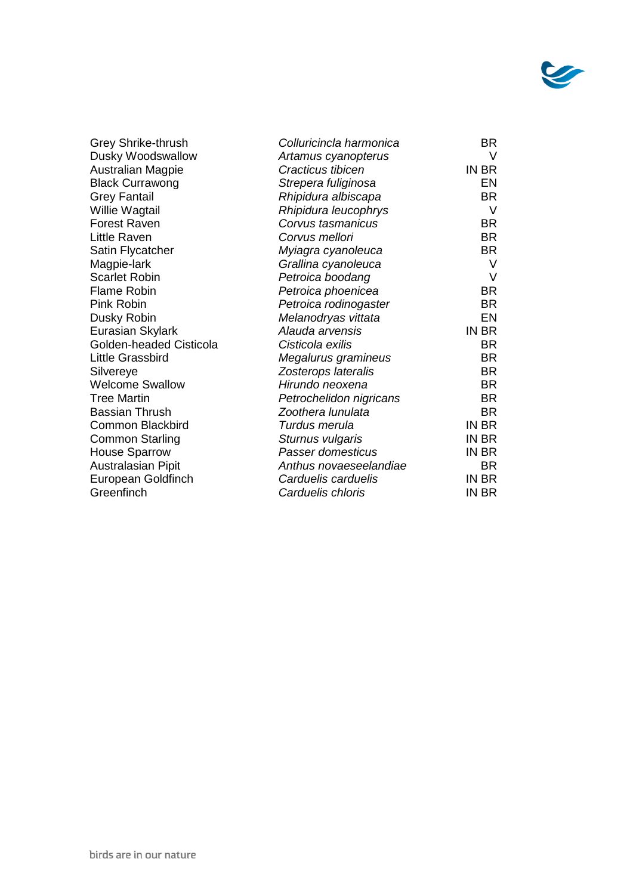| | | |
|---|---|---|
| Grey Shrike-thrush | *Colluricincla harmonica* | BR |
| Dusky Woodswallow | *Artamus cyanopterus* | V |
| Australian Magpie | *Cracticus tibicen* | IN BR |
| Black Currawong | *Strepera fuliginosa* | EN |
| Grey Fantail | *Rhipidura albiscapa* | BR |
| Willie Wagtail | *Rhipidura leucophrys* | V |
| Forest Raven | *Corvus tasmanicus* | BR |
| Little Raven | *Corvus mellori* | BR |
| Satin Flycatcher | *Myiagra cyanoleuca* | BR |
| Magpie-lark | *Grallina cyanoleuca* | V |
| Scarlet Robin | *Petroica boodang* | V |
| Flame Robin | *Petroica phoenicea* | BR |
| Pink Robin | *Petroica rodinogaster* | BR |
| Dusky Robin | *Melanodryas vittata* | EN |
| Eurasian Skylark | *Alauda arvensis* | IN BR |
| Golden-headed Cisticola | *Cisticola exilis* | BR |
| Little Grassbird | *Megalurus gramineus* | BR |
| Silvereye | *Zosterops lateralis* | BR |
| Welcome Swallow | *Hirundo neoxena* | BR |
| Tree Martin | *Petrochelidon nigricans* | BR |
| Bassian Thrush | *Zoothera lunulata* | BR |
| Common Blackbird | *Turdus merula* | IN BR |
| Common Starling | *Sturnus vulgaris* | IN BR |
| House Sparrow | *Passer domesticus* | IN BR |
| Australasian Pipit | *Anthus novaeseelandiae* | BR |
| European Goldfinch | *Carduelis carduelis* | IN BR |
| Greenfinch | *Carduelis chloris* | IN BR |